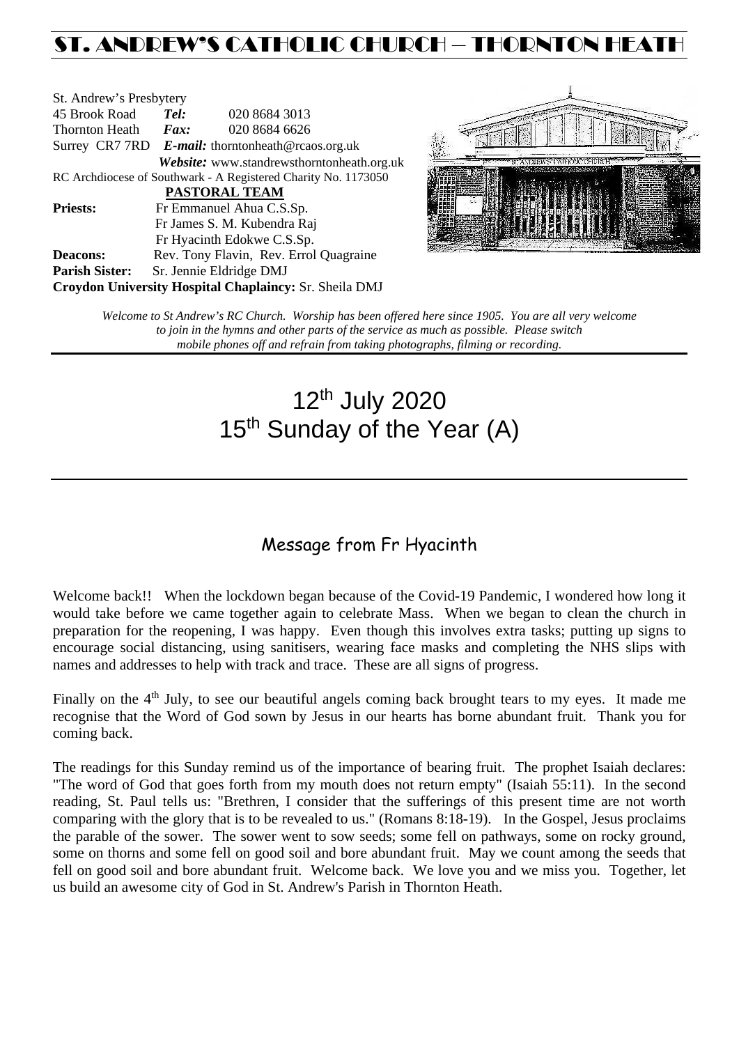# ST. ANDREW'S CATHOLIC CHURCH – THORNTON HEATH

St. Andrew's Presbytery
45 Brook Road **Tel:** 020 8684 3013
Thornton Heath **Fax:** 020 8684 6626
Surrey CR7 7RD ***E-mail:*** thorntonheath@rcaos.org.uk
***Website:*** www.standrewsthorntonheath.org.uk
RC Archdiocese of Southwark - A Registered Charity No. 1173050

**PASTORAL TEAM**

**Priests:** Fr Emmanuel Ahua C.S.Sp.
Fr James S. M. Kubendra Raj
Fr Hyacinth Edokwe C.S.Sp.
**Deacons:** Rev. Tony Flavin, Rev. Errol Quagraine
**Parish Sister:** Sr. Jennie Eldridge DMJ
**Croydon University Hospital Chaplaincy:** Sr. Sheila DMJ

*Welcome to St Andrew's RC Church. Worship has been offered here since 1905. You are all very welcome to join in the hymns and other parts of the service as much as possible. Please switch mobile phones off and refrain from taking photographs, filming or recording.*

# 12th July 2020
# 15th Sunday of the Year (A)

## Message from Fr Hyacinth

Welcome back!! When the lockdown began because of the Covid-19 Pandemic, I wondered how long it would take before we came together again to celebrate Mass. When we began to clean the church in preparation for the reopening, I was happy. Even though this involves extra tasks; putting up signs to encourage social distancing, using sanitisers, wearing face masks and completing the NHS slips with names and addresses to help with track and trace. These are all signs of progress.

Finally on the 4th July, to see our beautiful angels coming back brought tears to my eyes. It made me recognise that the Word of God sown by Jesus in our hearts has borne abundant fruit. Thank you for coming back.

The readings for this Sunday remind us of the importance of bearing fruit. The prophet Isaiah declares: "The word of God that goes forth from my mouth does not return empty" (Isaiah 55:11). In the second reading, St. Paul tells us: "Brethren, I consider that the sufferings of this present time are not worth comparing with the glory that is to be revealed to us." (Romans 8:18-19). In the Gospel, Jesus proclaims the parable of the sower. The sower went to sow seeds; some fell on pathways, some on rocky ground, some on thorns and some fell on good soil and bore abundant fruit. May we count among the seeds that fell on good soil and bore abundant fruit. Welcome back. We love you and we miss you. Together, let us build an awesome city of God in St. Andrew's Parish in Thornton Heath.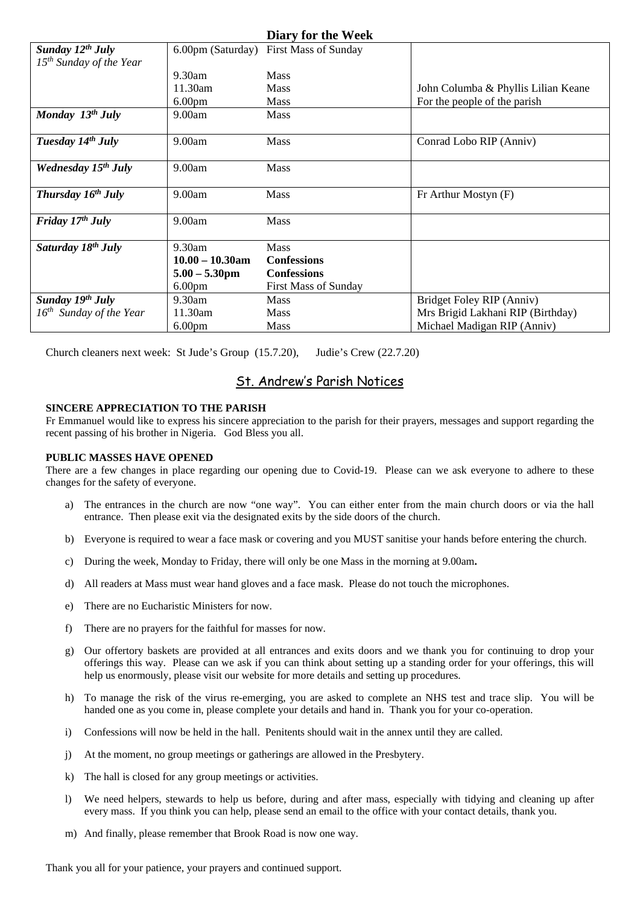## Diary for the Week

| | | | |
|---|---|---|---|
| ***Sunday 12th July*** <br> *15th Sunday of the Year* | 6.00pm (Saturday) | First Mass of Sunday | |
| | 9.30am | Mass | |
| | 11.30am | Mass | John Columba & Phyllis Lilian Keane |
| | 6.00pm | Mass | For the people of the parish |
| ***Monday 13th July*** | 9.00am | Mass | |
| ***Tuesday 14th July*** | 9.00am | Mass | Conrad Lobo RIP (Anniv) |
| ***Wednesday 15th July*** | 9.00am | Mass | |
| ***Thursday 16th July*** | 9.00am | Mass | Fr Arthur Mostyn (F) |
| ***Friday 17th July*** | 9.00am | Mass | |
| ***Saturday 18th July*** | 9.30am | Mass | |
| | **10.00 – 10.30am** | **Confessions** | |
| | **5.00 – 5.30pm** | **Confessions** | |
| | 6.00pm | First Mass of Sunday | |
| ***Sunday 19th July*** <br> *16th Sunday of the Year* | 9.30am | Mass | Bridget Foley RIP (Anniv) |
| | 11.30am | Mass | Mrs Brigid Lakhani RIP (Birthday) |
| | 6.00pm | Mass | Michael Madigan RIP (Anniv) |

Church cleaners next week: St Jude's Group (15.7.20), Judie's Crew (22.7.20)

## St. Andrew's Parish Notices

**SINCERE APPRECIATION TO THE PARISH**

Fr Emmanuel would like to express his sincere appreciation to the parish for their prayers, messages and support regarding the recent passing of his brother in Nigeria. God Bless you all.

**PUBLIC MASSES HAVE OPENED**

There are a few changes in place regarding our opening due to Covid-19. Please can we ask everyone to adhere to these changes for the safety of everyone.

a) The entrances in the church are now "one way". You can either enter from the main church doors or via the hall entrance. Then please exit via the designated exits by the side doors of the church.

b) Everyone is required to wear a face mask or covering and you MUST sanitise your hands before entering the church.

c) During the week, Monday to Friday, there will only be one Mass in the morning at 9.00am**.**

d) All readers at Mass must wear hand gloves and a face mask. Please do not touch the microphones.

e) There are no Eucharistic Ministers for now.

f) There are no prayers for the faithful for masses for now.

g) Our offertory baskets are provided at all entrances and exits doors and we thank you for continuing to drop your offerings this way. Please can we ask if you can think about setting up a standing order for your offerings, this will help us enormously, please visit our website for more details and setting up procedures.

h) To manage the risk of the virus re-emerging, you are asked to complete an NHS test and trace slip. You will be handed one as you come in, please complete your details and hand in. Thank you for your co-operation.

i) Confessions will now be held in the hall. Penitents should wait in the annex until they are called.

j) At the moment, no group meetings or gatherings are allowed in the Presbytery.

k) The hall is closed for any group meetings or activities.

l) We need helpers, stewards to help us before, during and after mass, especially with tidying and cleaning up after every mass. If you think you can help, please send an email to the office with your contact details, thank you.

m) And finally, please remember that Brook Road is now one way.

Thank you all for your patience, your prayers and continued support.